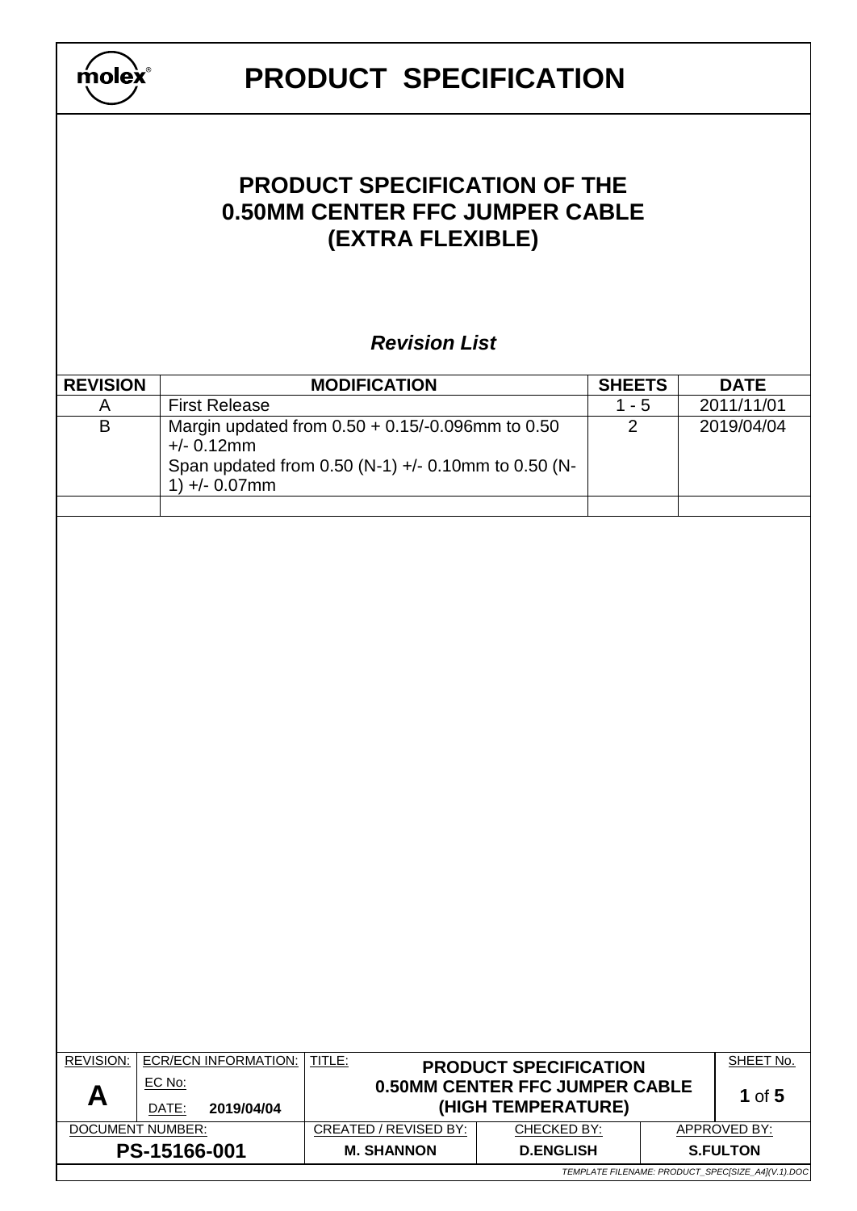# PRODUCT SPECIFICATION

## PRODUCT SPECIFICATION OF THE 0.50MM CENTER FFC JUMPER CABLE (EXTRA FLEXIBLE)

### *Revision List*

| REVISION | MODIFICATION | SHEETS | DATE |
|---|---|---|---|
| A | First Release | 1 - 5 | 2011/11/01 |
| B | Margin updated from 0.50 + 0.15/-0.096mm to 0.50 +/- 0.12mm<br>Span updated from 0.50 (N-1) +/- 0.10mm to 0.50 (N-1) +/- 0.07mm | 2 | 2019/04/04 |
| | | | |

| REVISION: | ECR/ECN INFORMATION: | TITLE: | | | SHEET No. |
|---|---|---|---|---|---|
| A | EC No:<br>DATE: 2019/04/04 | PRODUCT SPECIFICATION<br>0.50MM CENTER FFC JUMPER CABLE<br>(HIGH TEMPERATURE) | | | 1 of 5 |
| DOCUMENT NUMBER: | | CREATED / REVISED BY: | CHECKED BY: | APPROVED BY: | |
| PS-15166-001 | | M. SHANNON | D.ENGLISH | S.FULTON | |

TEMPLATE FILENAME: PRODUCT_SPEC[SIZE_A4](V.1).DOC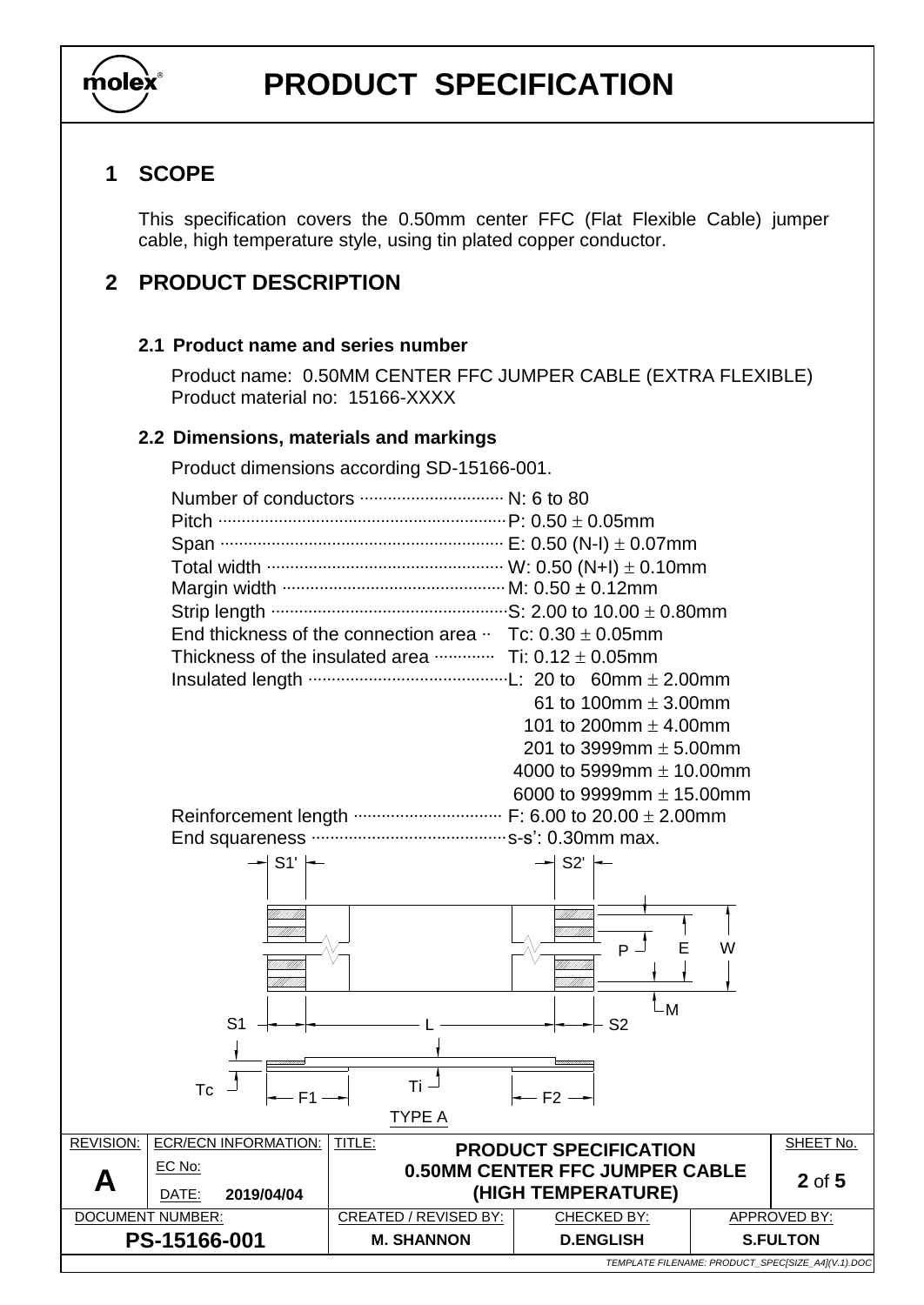# PRODUCT SPECIFICATION

## 1 SCOPE

This specification covers the 0.50mm center FFC (Flat Flexible Cable) jumper cable, high temperature style, using tin plated copper conductor.

## 2 PRODUCT DESCRIPTION

### 2.1 Product name and series number

Product name: 0.50MM CENTER FFC JUMPER CABLE (EXTRA FLEXIBLE)
Product material no: 15166-XXXX

### 2.2 Dimensions, materials and markings

Product dimensions according SD-15166-001.

| | |
|---|---|
| Number of conductors | N: 6 to 80 |
| Pitch | P: 0.50 ± 0.05mm |
| Span | E: 0.50 (N-I) ± 0.07mm |
| Total width | W: 0.50 (N+I) ± 0.10mm |
| Margin width | M: 0.50 ± 0.12mm |
| Strip length | S: 2.00 to 10.00 ± 0.80mm |
| End thickness of the connection area | Tc: 0.30 ± 0.05mm |
| Thickness of the insulated area | Ti: 0.12 ± 0.05mm |
| Insulated length | L: 20 to 60mm ± 2.00mm |
| | 61 to 100mm ± 3.00mm |
| | 101 to 200mm ± 4.00mm |
| | 201 to 3999mm ± 5.00mm |
| | 4000 to 5999mm ± 10.00mm |
| | 6000 to 9999mm ± 15.00mm |
| Reinforcement length | F: 6.00 to 20.00 ± 2.00mm |
| End squareness | s-s': 0.30mm max. |

S1' S2' P E W M S1 L S2 Tc Ti F1 F2

TYPE A

| REVISION: | ECR/ECN INFORMATION: | TITLE: | | SHEET No. |
|---|---|---|---|---|
| A | EC No: DATE: 2019/04/04 | PRODUCT SPECIFICATION 0.50MM CENTER FFC JUMPER CABLE (HIGH TEMPERATURE) | | 2 of 5 |
| DOCUMENT NUMBER: | | CREATED / REVISED BY: | CHECKED BY: | APPROVED BY: |
| PS-15166-001 | | M. SHANNON | D.ENGLISH | S.FULTON |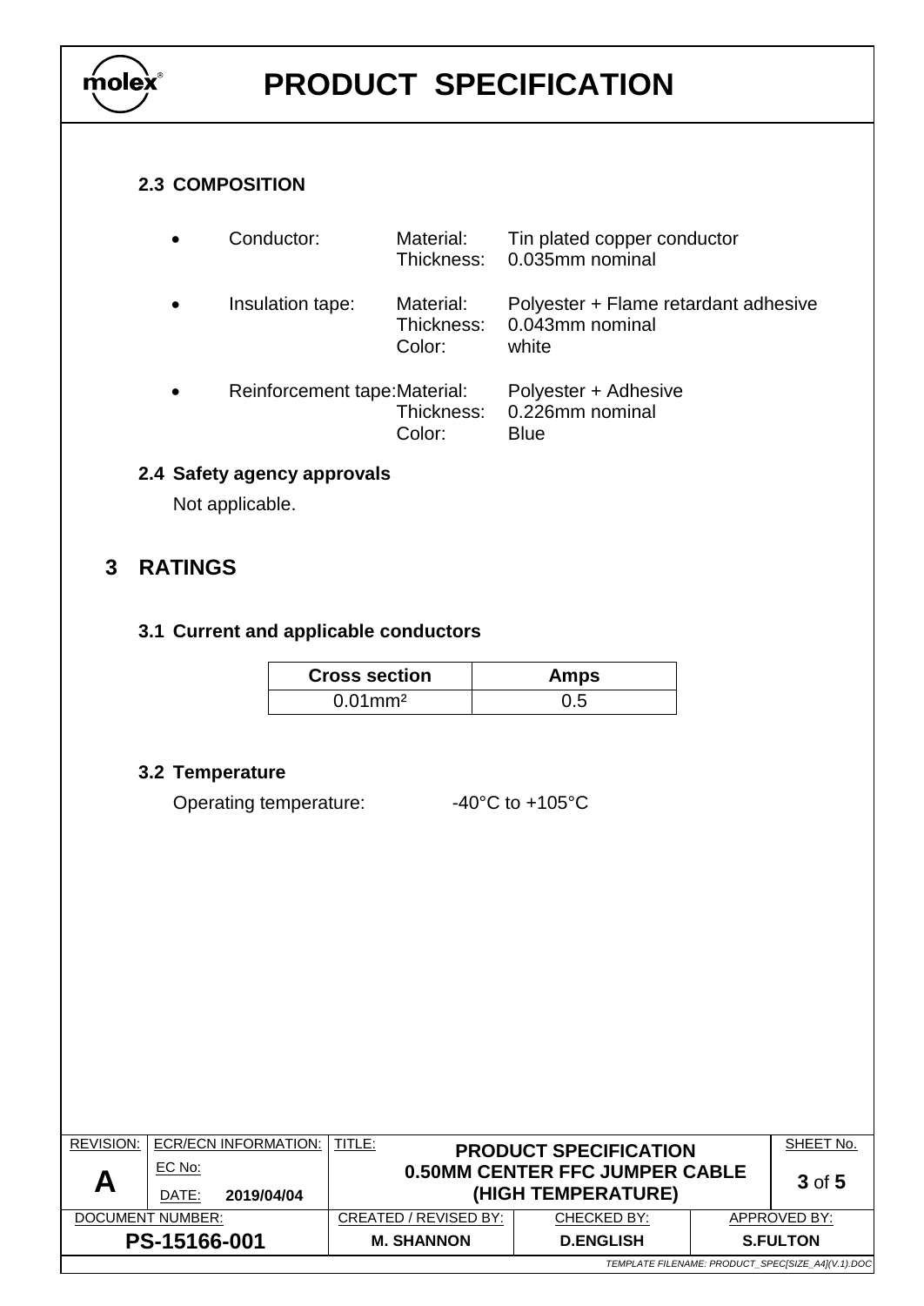### 2.3 COMPOSITION

- Conductor:
  - Material: Tin plated copper conductor
  - Thickness: 0.035mm nominal
- Insulation tape:
  - Material: Polyester + Flame retardant adhesive
  - Thickness: 0.043mm nominal
  - Color: white
- Reinforcement tape:
  - Material: Polyester + Adhesive
  - Thickness: 0.226mm nominal
  - Color: Blue

### 2.4 Safety agency approvals

Not applicable.

## 3 RATINGS

### 3.1 Current and applicable conductors

| Cross section | Amps |
|---|---|
| $0.01mm^2$ | 0.5 |

### 3.2 Temperature

Operating temperature: -40°C to +105°C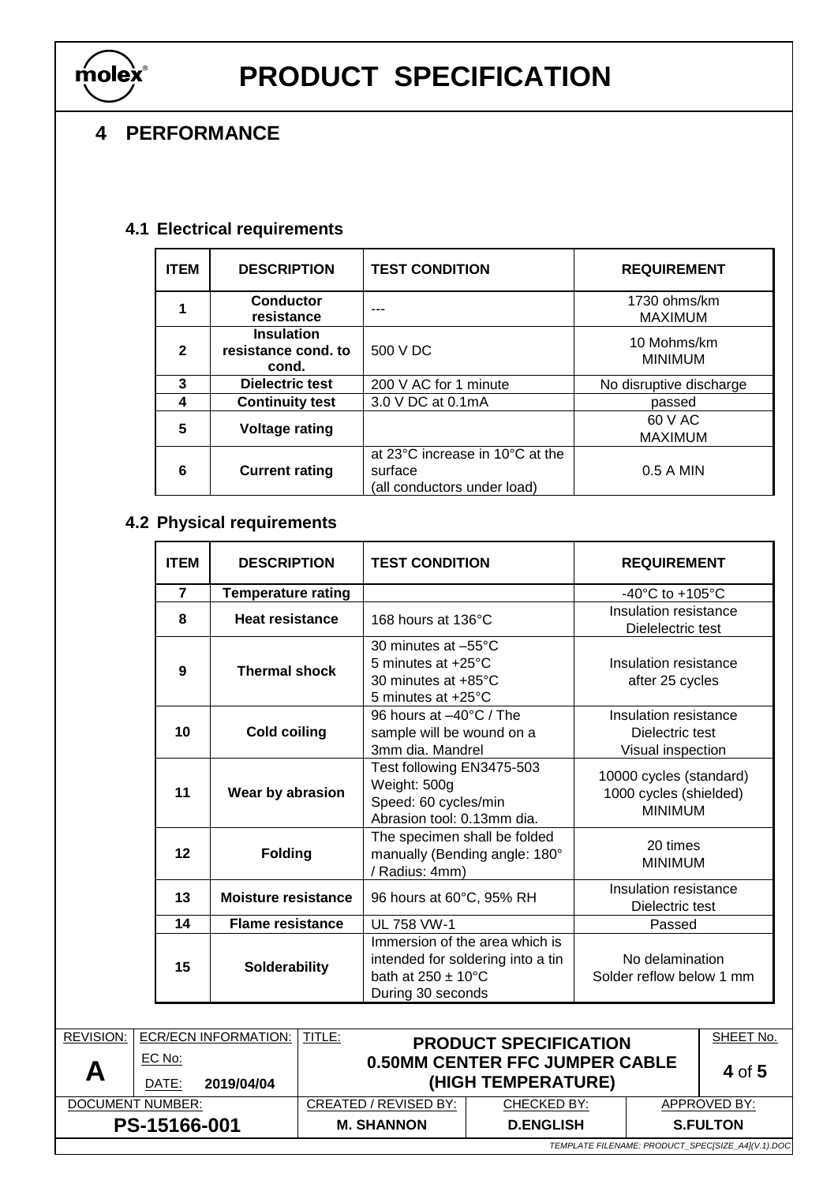# 4 PERFORMANCE

## 4.1 Electrical requirements

| ITEM | DESCRIPTION | TEST CONDITION | REQUIREMENT |
|---|---|---|---|
| 1 | **Conductor resistance** | --- | 1730 ohms/km MAXIMUM |
| 2 | **Insulation resistance cond. to cond.** | 500 V DC | 10 Mohms/km MINIMUM |
| 3 | **Dielectric test** | 200 V AC for 1 minute | No disruptive discharge |
| 4 | **Continuity test** | 3.0 V DC at 0.1mA | passed |
| 5 | **Voltage rating** | | 60 V AC MAXIMUM |
| 6 | **Current rating** | at 23°C increase in 10°C at the surface (all conductors under load) | 0.5 A MIN |

## 4.2 Physical requirements

| ITEM | DESCRIPTION | TEST CONDITION | REQUIREMENT |
|---|---|---|---|
| 7 | **Temperature rating** | | -40°C to +105°C |
| 8 | **Heat resistance** | 168 hours at 136°C | Insulation resistance Dielelectric test |
| 9 | **Thermal shock** | 30 minutes at –55°C<br>5 minutes at +25°C<br>30 minutes at +85°C<br>5 minutes at +25°C | Insulation resistance after 25 cycles |
| 10 | **Cold coiling** | 96 hours at –40°C / The sample will be wound on a 3mm dia. Mandrel | Insulation resistance<br>Dielectric test<br>Visual inspection |
| 11 | **Wear by abrasion** | Test following EN3475-503<br>Weight: 500g<br>Speed: 60 cycles/min<br>Abrasion tool: 0.13mm dia. | 10000 cycles (standard)<br>1000 cycles (shielded)<br>MINIMUM |
| 12 | **Folding** | The specimen shall be folded manually (Bending angle: 180° / Radius: 4mm) | 20 times MINIMUM |
| 13 | **Moisture resistance** | 96 hours at 60°C, 95% RH | Insulation resistance Dielectric test |
| 14 | **Flame resistance** | UL 758 VW-1 | Passed |
| 15 | **Solderability** | Immersion of the area which is intended for soldering into a tin bath at 250 ± 10°C During 30 seconds | No delamination<br>Solder reflow below 1 mm |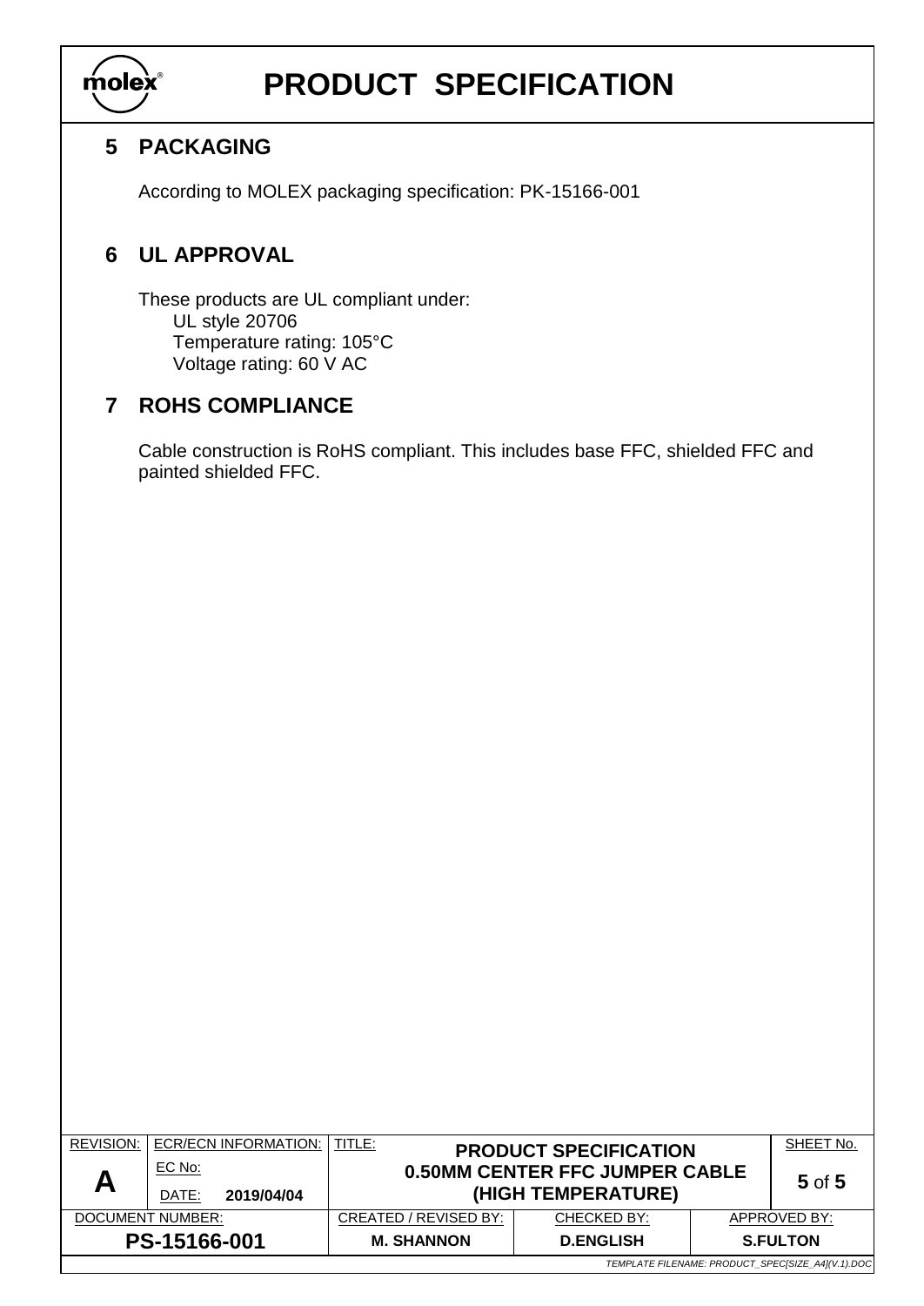## 5 PACKAGING

According to MOLEX packaging specification: PK-15166-001

## 6 UL APPROVAL

These products are UL compliant under:

- UL style 20706
- Temperature rating: 105°C
- Voltage rating: 60 V AC

## 7 ROHS COMPLIANCE

Cable construction is RoHS compliant. This includes base FFC, shielded FFC and painted shielded FFC.